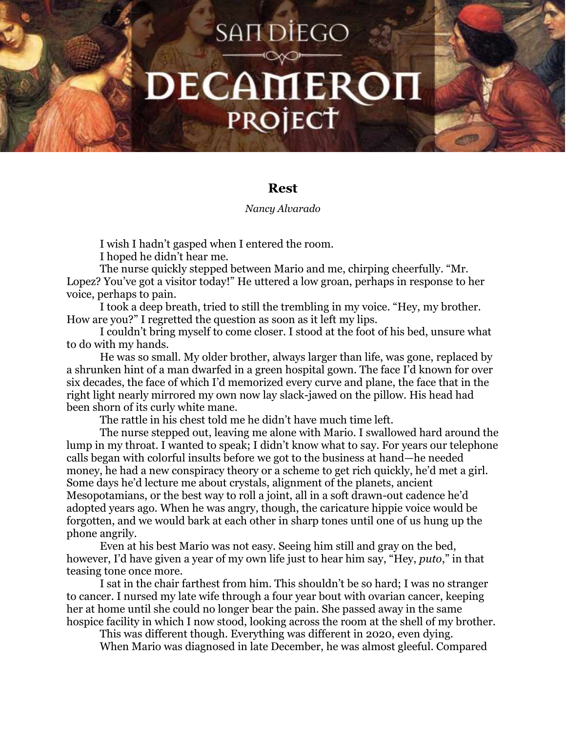# Rest

*Nancy Alvarado*

I wish I hadn't gasped when I entered the room.

I hoped he didn't hear me.

The nurse quickly stepped between Mario and me, chirping cheerfully. "Mr. Lopez? You've got a visitor today!" He uttered a low groan, perhaps in response to her voice, perhaps to pain.

I took a deep breath, tried to still the trembling in my voice. "Hey, my brother. How are you?" I regretted the question as soon as it left my lips.

I couldn't bring myself to come closer. I stood at the foot of his bed, unsure what to do with my hands.

He was so small. My older brother, always larger than life, was gone, replaced by a shrunken hint of a man dwarfed in a green hospital gown. The face I'd known for over six decades, the face of which I'd memorized every curve and plane, the face that in the right light nearly mirrored my own now lay slack-jawed on the pillow. His head had been shorn of its curly white mane.

The rattle in his chest told me he didn't have much time left.

The nurse stepped out, leaving me alone with Mario. I swallowed hard around the lump in my throat. I wanted to speak; I didn't know what to say. For years our telephone calls began with colorful insults before we got to the business at hand—he needed money, he had a new conspiracy theory or a scheme to get rich quickly, he'd met a girl. Some days he'd lecture me about crystals, alignment of the planets, ancient Mesopotamians, or the best way to roll a joint, all in a soft drawn-out cadence he'd adopted years ago. When he was angry, though, the caricature hippie voice would be forgotten, and we would bark at each other in sharp tones until one of us hung up the phone angrily.

Even at his best Mario was not easy. Seeing him still and gray on the bed, however, I'd have given a year of my own life just to hear him say, "Hey, *puto*," in that teasing tone once more.

I sat in the chair farthest from him. This shouldn't be so hard; I was no stranger to cancer. I nursed my late wife through a four year bout with ovarian cancer, keeping her at home until she could no longer bear the pain. She passed away in the same hospice facility in which I now stood, looking across the room at the shell of my brother.

This was different though. Everything was different in 2020, even dying.

When Mario was diagnosed in late December, he was almost gleeful. Compared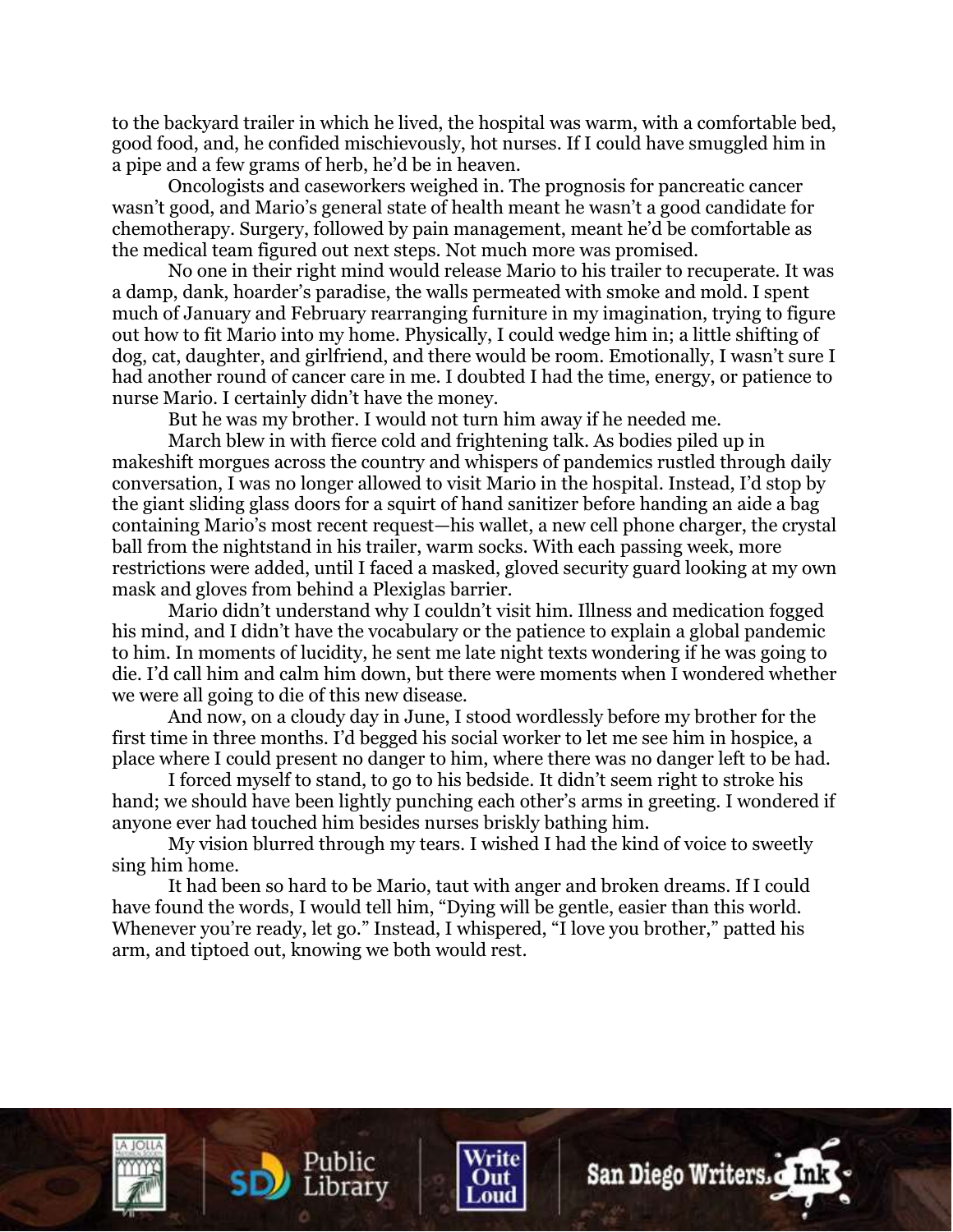to the backyard trailer in which he lived, the hospital was warm, with a comfortable bed, good food, and, he confided mischievously, hot nurses. If I could have smuggled him in a pipe and a few grams of herb, he'd be in heaven.

Oncologists and caseworkers weighed in. The prognosis for pancreatic cancer wasn't good, and Mario's general state of health meant he wasn't a good candidate for chemotherapy. Surgery, followed by pain management, meant he'd be comfortable as the medical team figured out next steps. Not much more was promised.

No one in their right mind would release Mario to his trailer to recuperate. It was a damp, dank, hoarder's paradise, the walls permeated with smoke and mold. I spent much of January and February rearranging furniture in my imagination, trying to figure out how to fit Mario into my home. Physically, I could wedge him in; a little shifting of dog, cat, daughter, and girlfriend, and there would be room. Emotionally, I wasn't sure I had another round of cancer care in me. I doubted I had the time, energy, or patience to nurse Mario. I certainly didn't have the money.

But he was my brother. I would not turn him away if he needed me.

March blew in with fierce cold and frightening talk. As bodies piled up in makeshift morgues across the country and whispers of pandemics rustled through daily conversation, I was no longer allowed to visit Mario in the hospital. Instead, I'd stop by the giant sliding glass doors for a squirt of hand sanitizer before handing an aide a bag containing Mario's most recent request—his wallet, a new cell phone charger, the crystal ball from the nightstand in his trailer, warm socks. With each passing week, more restrictions were added, until I faced a masked, gloved security guard looking at my own mask and gloves from behind a Plexiglas barrier.

Mario didn't understand why I couldn't visit him. Illness and medication fogged his mind, and I didn't have the vocabulary or the patience to explain a global pandemic to him. In moments of lucidity, he sent me late night texts wondering if he was going to die. I'd call him and calm him down, but there were moments when I wondered whether we were all going to die of this new disease.

And now, on a cloudy day in June, I stood wordlessly before my brother for the first time in three months. I'd begged his social worker to let me see him in hospice, a place where I could present no danger to him, where there was no danger left to be had.

I forced myself to stand, to go to his bedside. It didn't seem right to stroke his hand; we should have been lightly punching each other's arms in greeting. I wondered if anyone ever had touched him besides nurses briskly bathing him.

My vision blurred through my tears. I wished I had the kind of voice to sweetly sing him home.

It had been so hard to be Mario, taut with anger and broken dreams. If I could have found the words, I would tell him, "Dying will be gentle, easier than this world. Whenever you're ready, let go." Instead, I whispered, "I love you brother," patted his arm, and tiptoed out, knowing we both would rest.